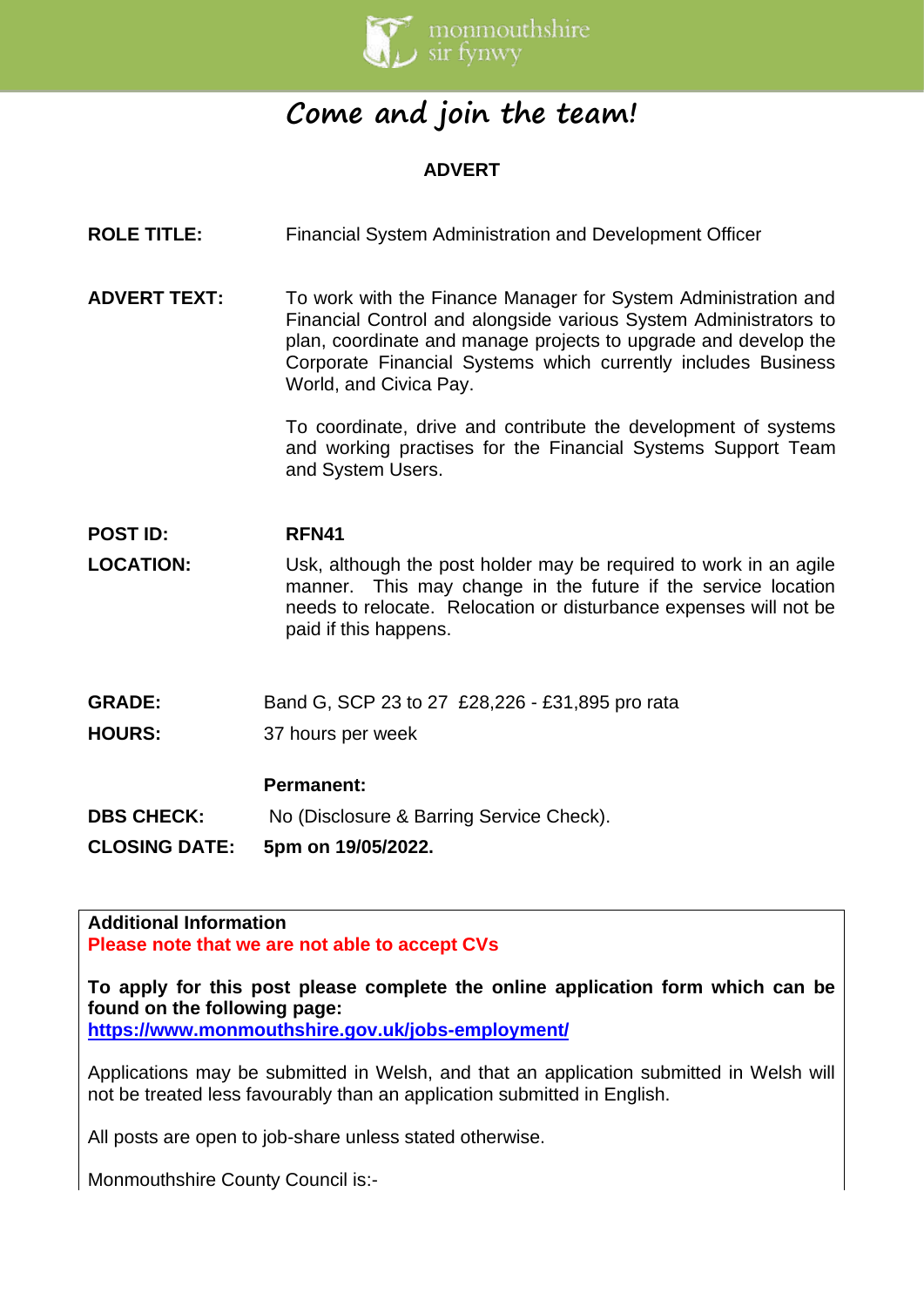# Come and join the team!

**ADVERT**

**ROLE TITLE:** Financial System Administration and Development Officer

**ADVERT TEXT:** To work with the Finance Manager for System Administration and Financial Control and alongside various System Administrators to plan, coordinate and manage projects to upgrade and develop the Corporate Financial Systems which currently includes Business World, and Civica Pay.

To coordinate, drive and contribute the development of systems and working practises for the Financial Systems Support Team and System Users.

**POST ID:** **RFN41**

**LOCATION:** Usk, although the post holder may be required to work in an agile manner. This may change in the future if the service location needs to relocate. Relocation or disturbance expenses will not be paid if this happens.

**GRADE:** Band G, SCP 23 to 27 £28,226 - £31,895 pro rata

**HOURS:** 37 hours per week

**Permanent:**

**DBS CHECK:** No (Disclosure & Barring Service Check).

**CLOSING DATE:** **5pm on 19/05/2022.**

**Additional Information**

**Please note that we are not able to accept CVs**

**To apply for this post please complete the online application form which can be found on the following page:**
**https://www.monmouthshire.gov.uk/jobs-employment/**

Applications may be submitted in Welsh, and that an application submitted in Welsh will not be treated less favourably than an application submitted in English.

All posts are open to job-share unless stated otherwise.

Monmouthshire County Council is:-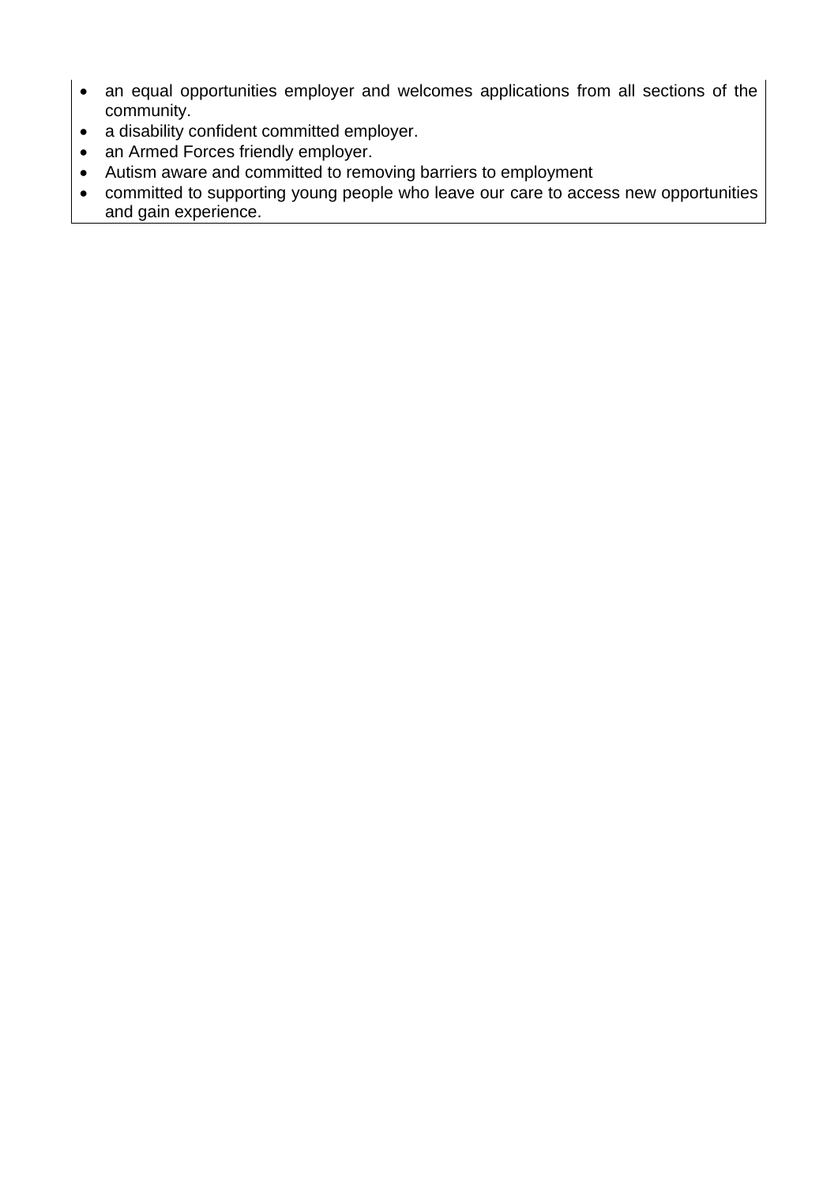- an equal opportunities employer and welcomes applications from all sections of the community.
- a disability confident committed employer.
- an Armed Forces friendly employer.
- Autism aware and committed to removing barriers to employment
- committed to supporting young people who leave our care to access new opportunities and gain experience.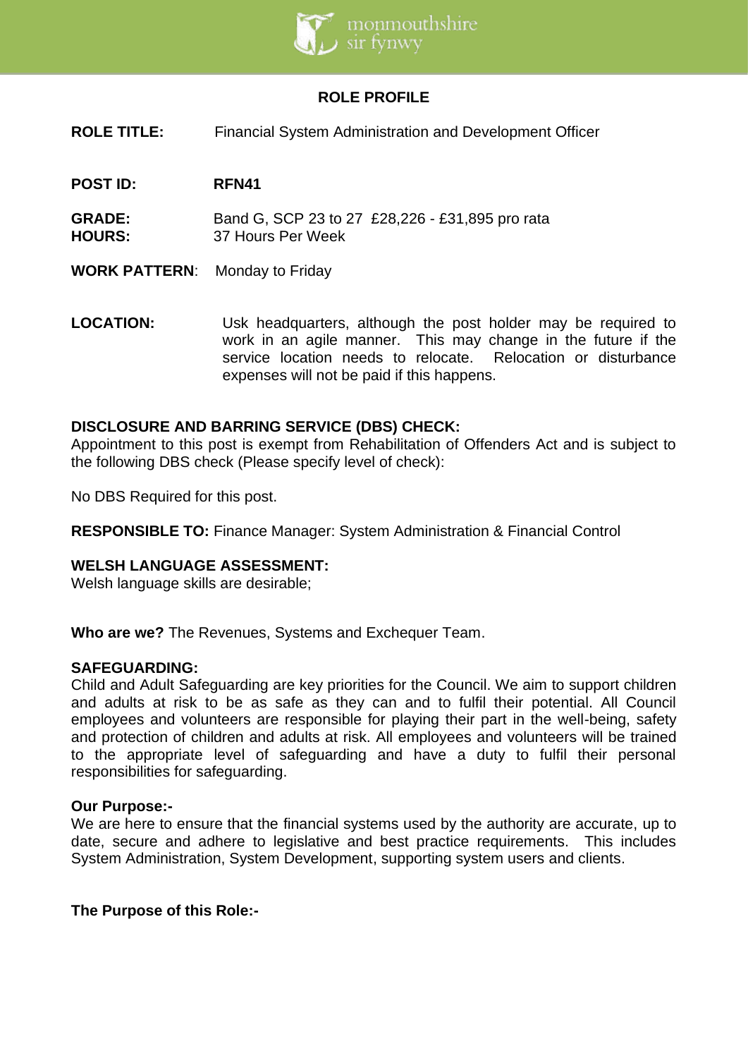## ROLE PROFILE

**ROLE TITLE:** Financial System Administration and Development Officer

**POST ID:** **RFN41**

**GRADE:** Band G, SCP 23 to 27 £28,226 - £31,895 pro rata
**HOURS:** 37 Hours Per Week

**WORK PATTERN**: Monday to Friday

**LOCATION:** Usk headquarters, although the post holder may be required to work in an agile manner. This may change in the future if the service location needs to relocate. Relocation or disturbance expenses will not be paid if this happens.

**DISCLOSURE AND BARRING SERVICE (DBS) CHECK:**
Appointment to this post is exempt from Rehabilitation of Offenders Act and is subject to the following DBS check (Please specify level of check):

No DBS Required for this post.

**RESPONSIBLE TO:** Finance Manager: System Administration & Financial Control

**WELSH LANGUAGE ASSESSMENT:**
Welsh language skills are desirable;

**Who are we?** The Revenues, Systems and Exchequer Team.

**SAFEGUARDING:**
Child and Adult Safeguarding are key priorities for the Council. We aim to support children and adults at risk to be as safe as they can and to fulfil their potential. All Council employees and volunteers are responsible for playing their part in the well-being, safety and protection of children and adults at risk. All employees and volunteers will be trained to the appropriate level of safeguarding and have a duty to fulfil their personal responsibilities for safeguarding.

**Our Purpose:-**
We are here to ensure that the financial systems used by the authority are accurate, up to date, secure and adhere to legislative and best practice requirements. This includes System Administration, System Development, supporting system users and clients.

**The Purpose of this Role:-**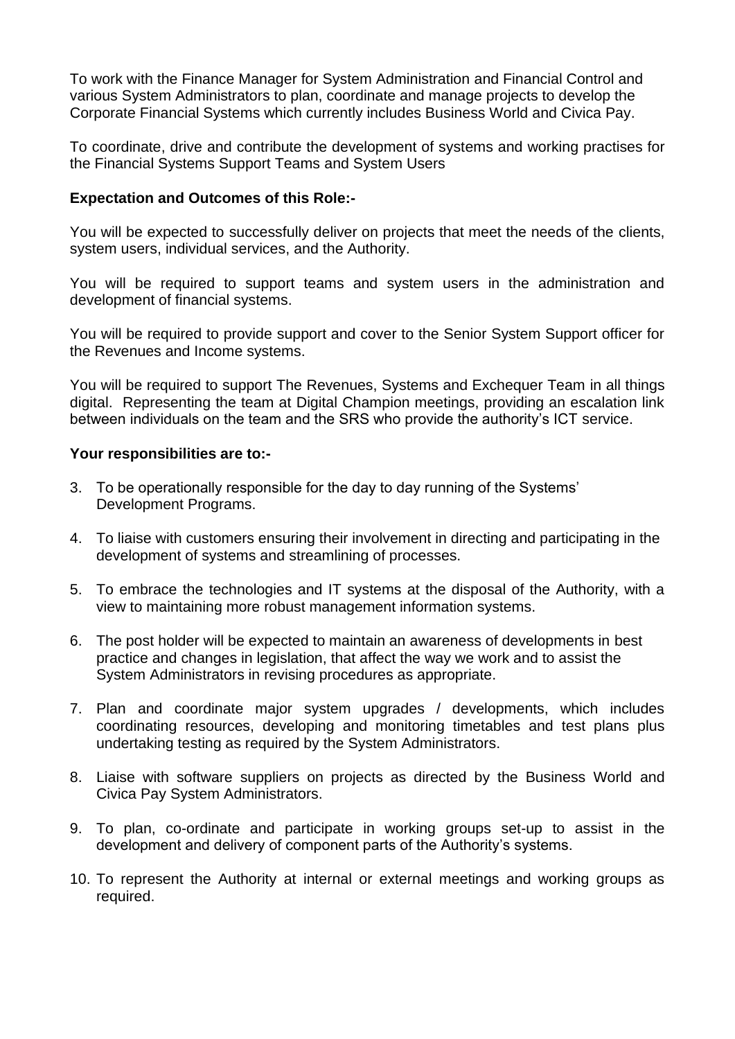To work with the Finance Manager for System Administration and Financial Control and various System Administrators to plan, coordinate and manage projects to develop the Corporate Financial Systems which currently includes Business World and Civica Pay.

To coordinate, drive and contribute the development of systems and working practises for the Financial Systems Support Teams and System Users

**Expectation and Outcomes of this Role:-**

You will be expected to successfully deliver on projects that meet the needs of the clients, system users, individual services, and the Authority.

You will be required to support teams and system users in the administration and development of financial systems.

You will be required to provide support and cover to the Senior System Support officer for the Revenues and Income systems.

You will be required to support The Revenues, Systems and Exchequer Team in all things digital. Representing the team at Digital Champion meetings, providing an escalation link between individuals on the team and the SRS who provide the authority's ICT service.

**Your responsibilities are to:-**

3. To be operationally responsible for the day to day running of the Systems' Development Programs.
4. To liaise with customers ensuring their involvement in directing and participating in the development of systems and streamlining of processes.
5. To embrace the technologies and IT systems at the disposal of the Authority, with a view to maintaining more robust management information systems.
6. The post holder will be expected to maintain an awareness of developments in best practice and changes in legislation, that affect the way we work and to assist the System Administrators in revising procedures as appropriate.
7. Plan and coordinate major system upgrades / developments, which includes coordinating resources, developing and monitoring timetables and test plans plus undertaking testing as required by the System Administrators.
8. Liaise with software suppliers on projects as directed by the Business World and Civica Pay System Administrators.
9. To plan, co-ordinate and participate in working groups set-up to assist in the development and delivery of component parts of the Authority's systems.
10. To represent the Authority at internal or external meetings and working groups as required.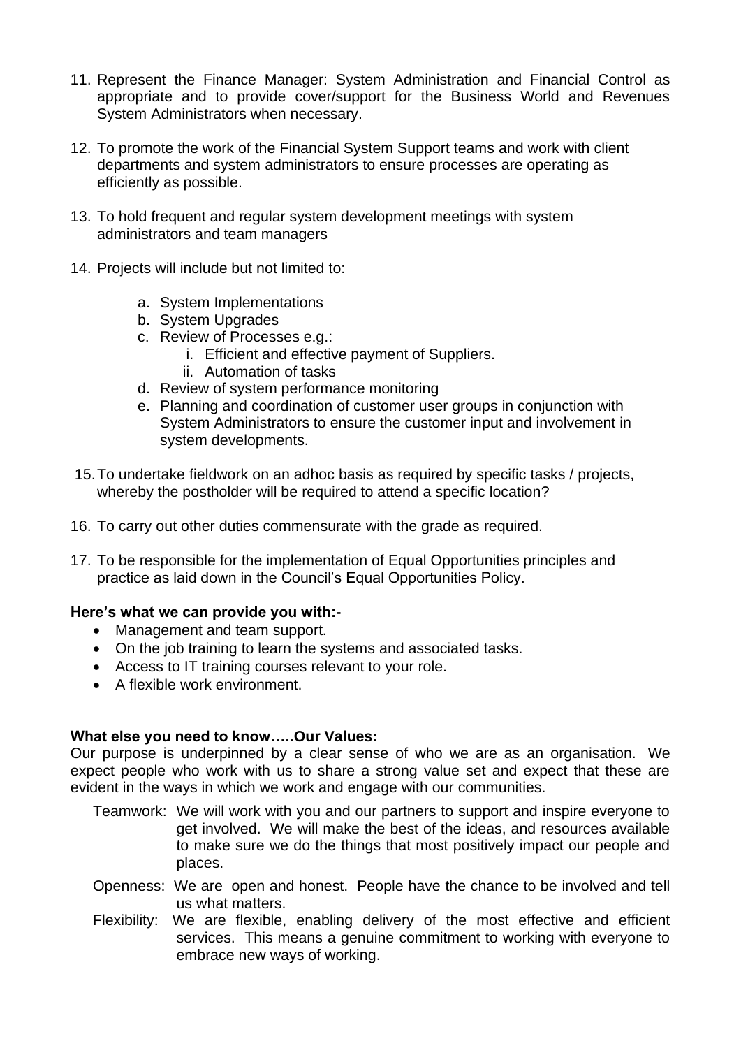11. Represent the Finance Manager: System Administration and Financial Control as appropriate and to provide cover/support for the Business World and Revenues System Administrators when necessary.

12. To promote the work of the Financial System Support teams and work with client departments and system administrators to ensure processes are operating as efficiently as possible.

13. To hold frequent and regular system development meetings with system administrators and team managers

14. Projects will include but not limited to:

    a. System Implementations
    b. System Upgrades
    c. Review of Processes e.g.:
        i. Efficient and effective payment of Suppliers.
        ii. Automation of tasks
    d. Review of system performance monitoring
    e. Planning and coordination of customer user groups in conjunction with System Administrators to ensure the customer input and involvement in system developments.

15. To undertake fieldwork on an adhoc basis as required by specific tasks / projects, whereby the postholder will be required to attend a specific location?

16. To carry out other duties commensurate with the grade as required.

17. To be responsible for the implementation of Equal Opportunities principles and practice as laid down in the Council's Equal Opportunities Policy.

**Here's what we can provide you with:-**

- Management and team support.
- On the job training to learn the systems and associated tasks.
- Access to IT training courses relevant to your role.
- A flexible work environment.

**What else you need to know…..Our Values:**

Our purpose is underpinned by a clear sense of who we are as an organisation. We expect people who work with us to share a strong value set and expect that these are evident in the ways in which we work and engage with our communities.

Teamwork: We will work with you and our partners to support and inspire everyone to get involved. We will make the best of the ideas, and resources available to make sure we do the things that most positively impact our people and places.

Openness: We are open and honest. People have the chance to be involved and tell us what matters.

Flexibility: We are flexible, enabling delivery of the most effective and efficient services. This means a genuine commitment to working with everyone to embrace new ways of working.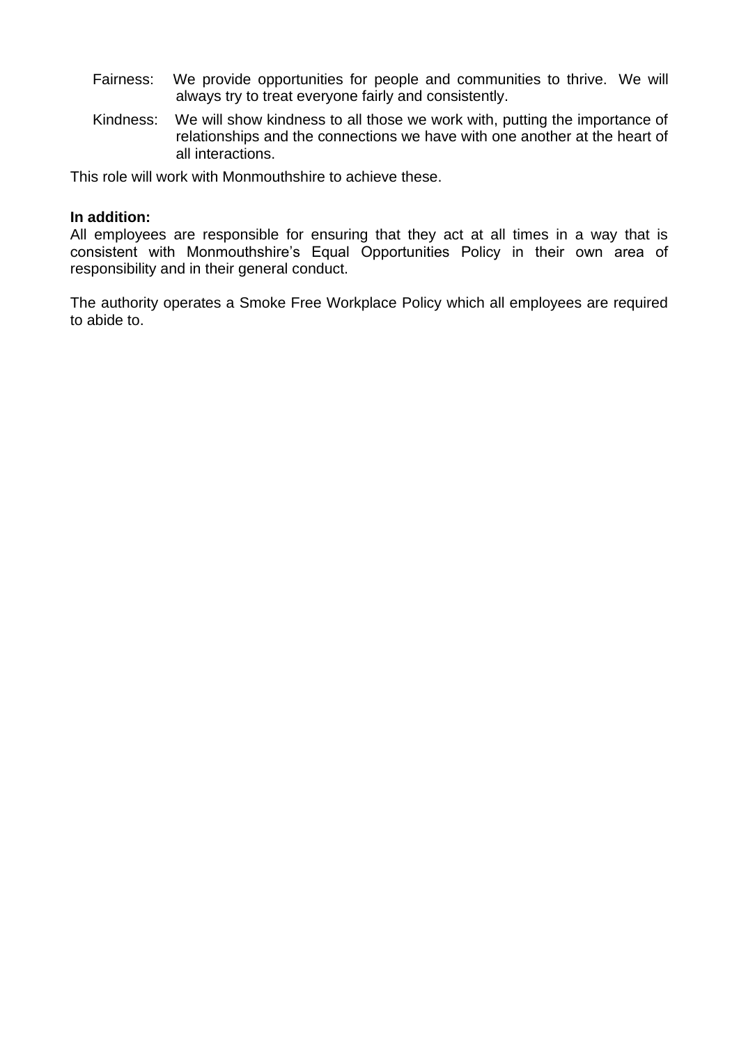Fairness: We provide opportunities for people and communities to thrive. We will always try to treat everyone fairly and consistently.

Kindness: We will show kindness to all those we work with, putting the importance of relationships and the connections we have with one another at the heart of all interactions.

This role will work with Monmouthshire to achieve these.

**In addition:**

All employees are responsible for ensuring that they act at all times in a way that is consistent with Monmouthshire's Equal Opportunities Policy in their own area of responsibility and in their general conduct.

The authority operates a Smoke Free Workplace Policy which all employees are required to abide to.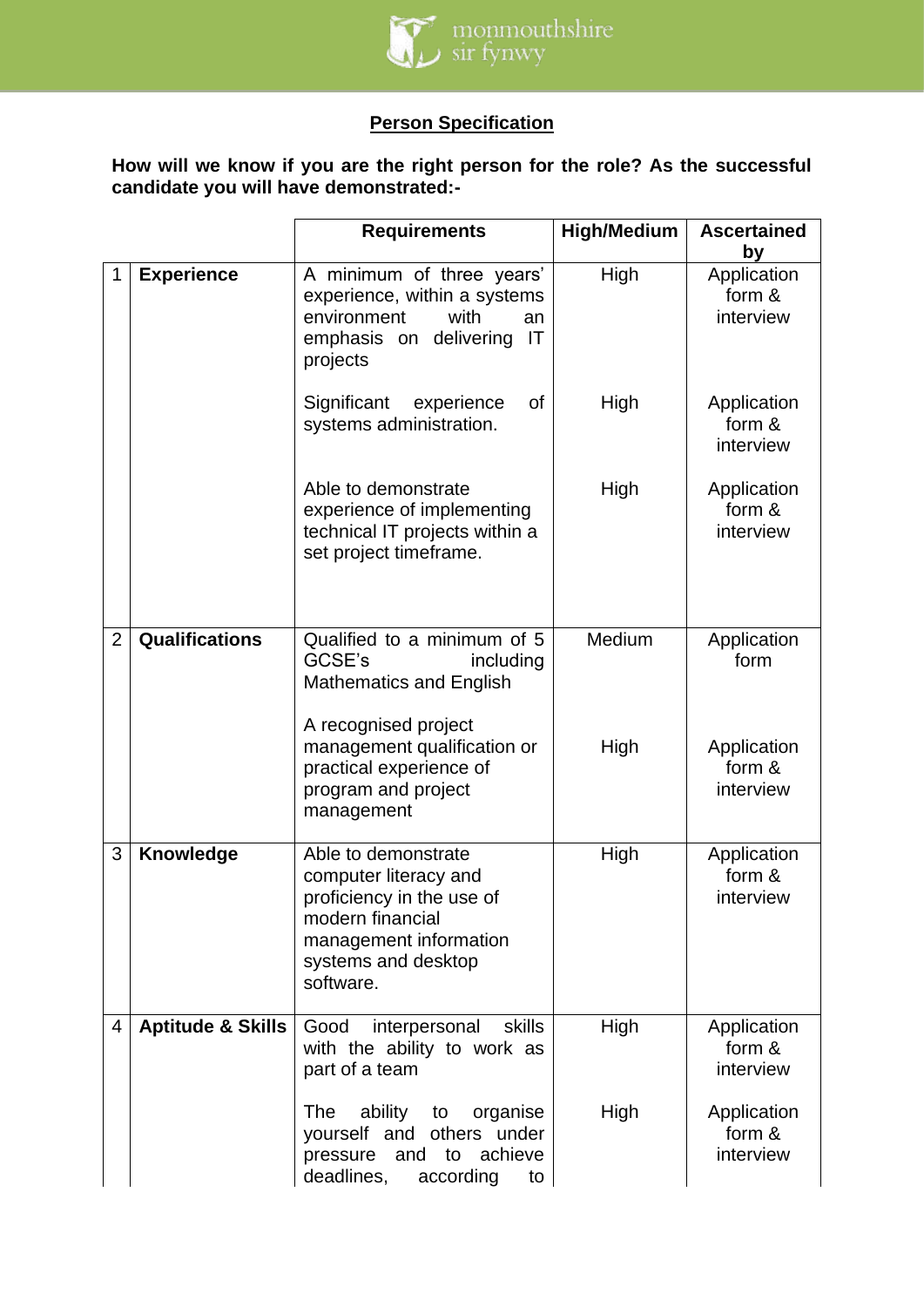## Person Specification

**How will we know if you are the right person for the role? As the successful candidate you will have demonstrated:-**

| | | Requirements | High/Medium | Ascertained by |
|---|---|---|---|---|
| 1 | **Experience** | A minimum of three years' experience, within a systems environment with an emphasis on delivering IT projects | High | Application form & interview |
| | | Significant experience of systems administration. | High | Application form & interview |
| | | Able to demonstrate experience of implementing technical IT projects within a set project timeframe. | High | Application form & interview |
| 2 | **Qualifications** | Qualified to a minimum of 5 GCSE's including Mathematics and English | Medium | Application form |
| | | A recognised project management qualification or practical experience of program and project management | High | Application form & interview |
| 3 | **Knowledge** | Able to demonstrate computer literacy and proficiency in the use of modern financial management information systems and desktop software. | High | Application form & interview |
| 4 | **Aptitude & Skills** | Good interpersonal skills with the ability to work as part of a team | High | Application form & interview |
| | | The ability to organise yourself and others under pressure and to achieve deadlines, according to | High | Application form & interview |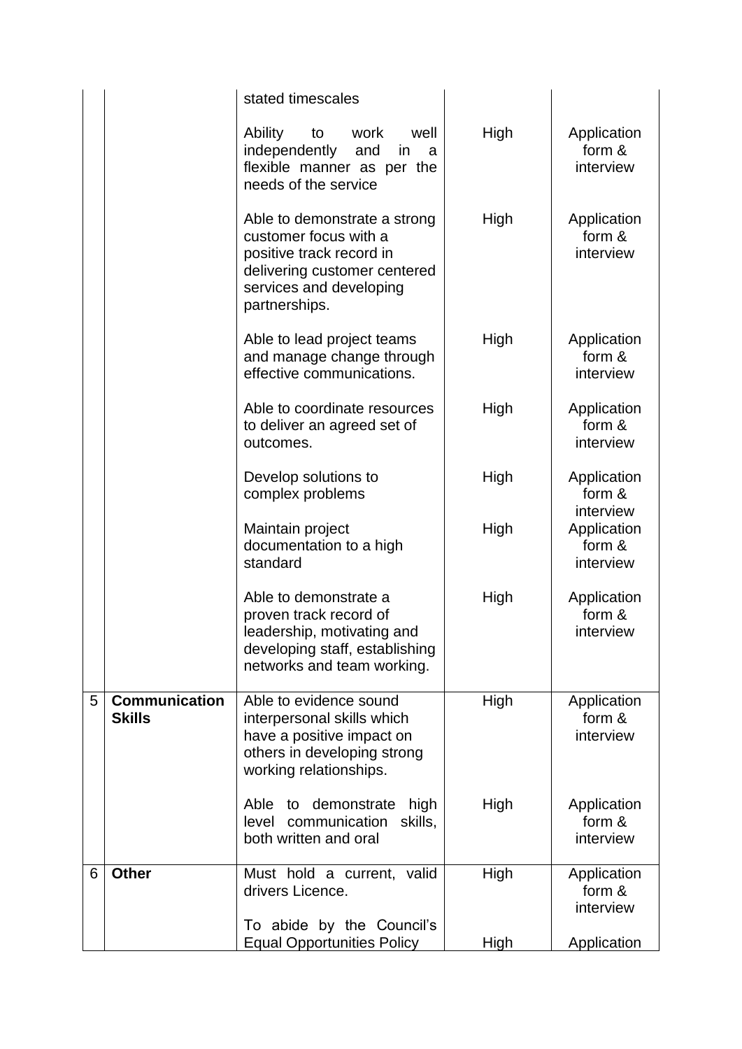| | | | | |
|---|---|---|---|---|
| | | stated timescales | | |
| | | Ability to work well independently and in a flexible manner as per the needs of the service | High | Application form & interview |
| | | Able to demonstrate a strong customer focus with a positive track record in delivering customer centered services and developing partnerships. | High | Application form & interview |
| | | Able to lead project teams and manage change through effective communications. | High | Application form & interview |
| | | Able to coordinate resources to deliver an agreed set of outcomes. | High | Application form & interview |
| | | Develop solutions to complex problems | High | Application form & interview |
| | | Maintain project documentation to a high standard | High | Application form & interview |
| | | Able to demonstrate a proven track record of leadership, motivating and developing staff, establishing networks and team working. | High | Application form & interview |
| 5 | **Communication Skills** | Able to evidence sound interpersonal skills which have a positive impact on others in developing strong working relationships. | High | Application form & interview |
| | | Able to demonstrate high level communication skills, both written and oral | High | Application form & interview |
| 6 | **Other** | Must hold a current, valid drivers Licence. | High | Application form & interview |
| | | To abide by the Council's Equal Opportunities Policy | High | Application |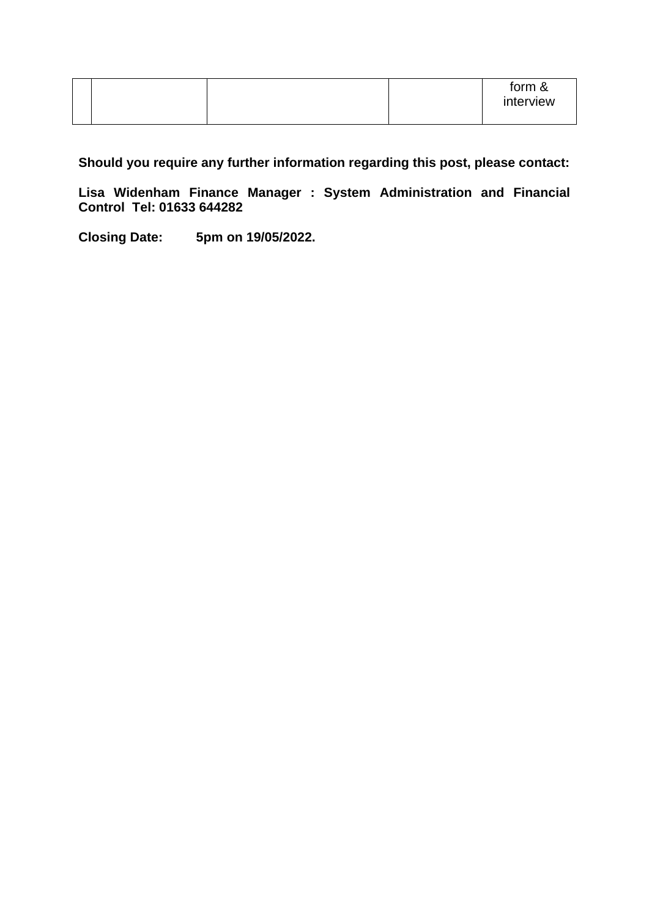|  |  |  |  | form & interview |
| --- | --- | --- | --- | --- |

**Should you require any further information regarding this post, please contact:**

**Lisa Widenham Finance Manager : System Administration and Financial Control Tel: 01633 644282**

**Closing Date: 5pm on 19/05/2022.**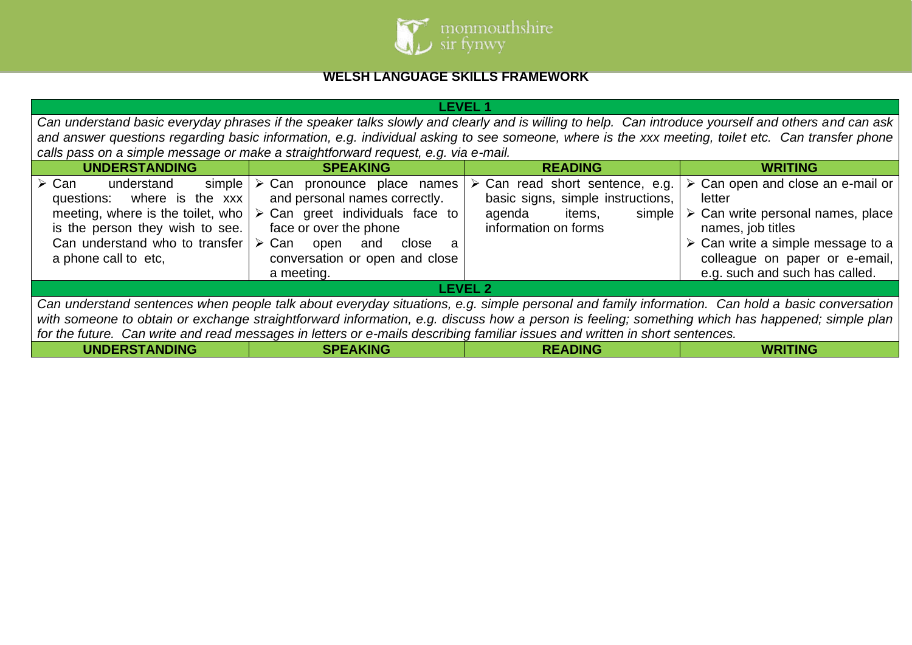## WELSH LANGUAGE SKILLS FRAMEWORK

| LEVEL 1 | | | |
|---|---|---|---|
| *Can understand basic everyday phrases if the speaker talks slowly and clearly and is willing to help. Can introduce yourself and others and can ask and answer questions regarding basic information, e.g. individual asking to see someone, where is the xxx meeting, toilet etc. Can transfer phone calls pass on a simple message or make a straightforward request, e.g. via e-mail.* | | | |
| **UNDERSTANDING** | **SPEAKING** | **READING** | **WRITING** |
| ➢ Can understand simple questions: where is the xxx meeting, where is the toilet, who is the person they wish to see. Can understand who to transfer a phone call to etc, | ➢ Can pronounce place names and personal names correctly.<br>➢ Can greet individuals face to face or over the phone<br>➢ Can open and close a conversation or open and close a meeting. | ➢ Can read short sentence, e.g. basic signs, simple instructions, agenda items, simple information on forms | ➢ Can open and close an e-mail or letter<br>➢ Can write personal names, place names, job titles<br>➢ Can write a simple message to a colleague on paper or e-email, e.g. such and such has called. |
| **LEVEL 2** | | | |
| *Can understand sentences when people talk about everyday situations, e.g. simple personal and family information. Can hold a basic conversation with someone to obtain or exchange straightforward information, e.g. discuss how a person is feeling; something which has happened; simple plan for the future. Can write and read messages in letters or e-mails describing familiar issues and written in short sentences.* | | | |
| **UNDERSTANDING** | **SPEAKING** | **READING** | **WRITING** |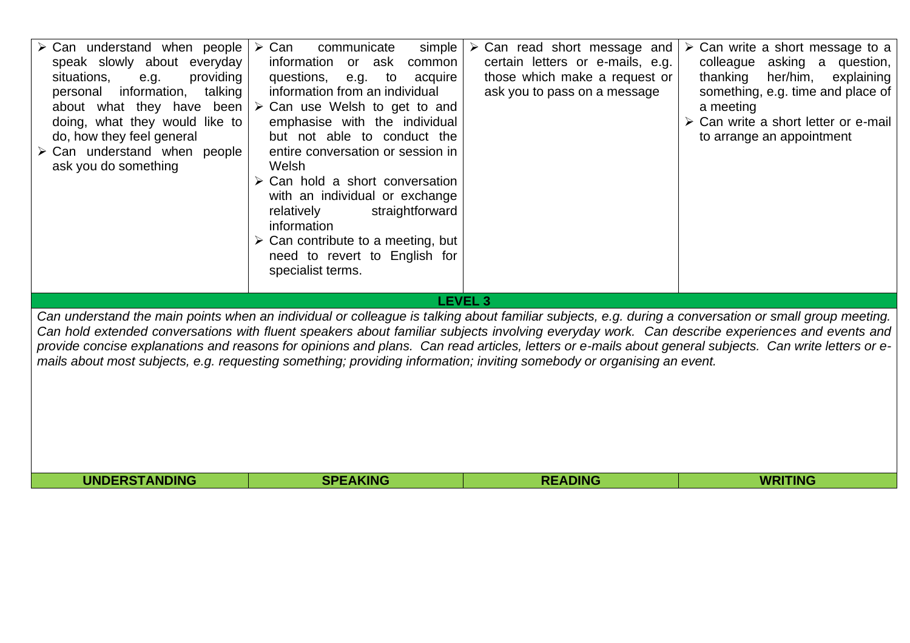| UNDERSTANDING | SPEAKING | READING | WRITING |
|---|---|---|---|
| ➢ Can understand when people speak slowly about everyday situations, e.g. providing personal information, talking about what they have been doing, what they would like to do, how they feel general<br>➢ Can understand when people ask you do something | ➢ Can communicate simple information or ask common questions, e.g. to acquire information from an individual<br>➢ Can use Welsh to get to and emphasise with the individual but not able to conduct the entire conversation or session in Welsh<br>➢ Can hold a short conversation with an individual or exchange relatively straightforward information<br>➢ Can contribute to a meeting, but need to revert to English for specialist terms. | ➢ Can read short message and certain letters or e-mails, e.g. those which make a request or ask you to pass on a message | ➢ Can write a short message to a colleague asking a question, thanking her/him, explaining something, e.g. time and place of a meeting<br>➢ Can write a short letter or e-mail to arrange an appointment |

**LEVEL 3**

*Can understand the main points when an individual or colleague is talking about familiar subjects, e.g. during a conversation or small group meeting. Can hold extended conversations with fluent speakers about familiar subjects involving everyday work. Can describe experiences and events and provide concise explanations and reasons for opinions and plans. Can read articles, letters or e-mails about general subjects. Can write letters or e-mails about most subjects, e.g. requesting something; providing information; inviting somebody or organising an event.*

| UNDERSTANDING | SPEAKING | READING | WRITING |
|---|---|---|---|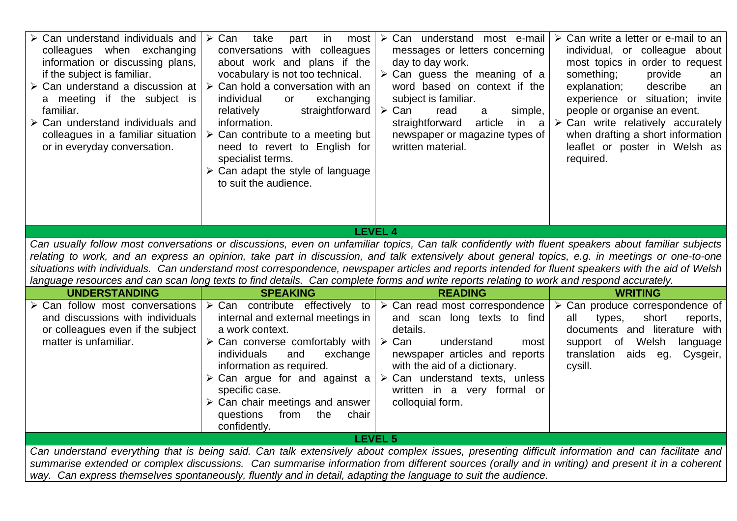| | | | |
|---|---|---|---|
| ➢ Can understand individuals and colleagues when exchanging information or discussing plans, if the subject is familiar.<br>➢ Can understand a discussion at a meeting if the subject is familiar.<br>➢ Can understand individuals and colleagues in a familiar situation or in everyday conversation. | ➢ Can take part in most conversations with colleagues about work and plans if the vocabulary is not too technical.<br>➢ Can hold a conversation with an individual or exchanging relatively straightforward information.<br>➢ Can contribute to a meeting but need to revert to English for specialist terms.<br>➢ Can adapt the style of language to suit the audience. | ➢ Can understand most e-mail messages or letters concerning day to day work.<br>➢ Can guess the meaning of a word based on context if the subject is familiar.<br>➢ Can read a simple, straightforward article in a newspaper or magazine types of written material. | ➢ Can write a letter or e-mail to an individual, or colleague about most topics in order to request something; provide an explanation; describe an experience or situation; invite people or organise an event.<br>➢ Can write relatively accurately when drafting a short information leaflet or poster in Welsh as required. |

## LEVEL 4

*Can usually follow most conversations or discussions, even on unfamiliar topics, Can talk confidently with fluent speakers about familiar subjects relating to work, and an express an opinion, take part in discussion, and talk extensively about general topics, e.g. in meetings or one-to-one situations with individuals. Can understand most correspondence, newspaper articles and reports intended for fluent speakers with the aid of Welsh language resources and can scan long texts to find details. Can complete forms and write reports relating to work and respond accurately.*

| UNDERSTANDING | SPEAKING | READING | WRITING |
|---|---|---|---|
| ➢ Can follow most conversations and discussions with individuals or colleagues even if the subject matter is unfamiliar. | ➢ Can contribute effectively to internal and external meetings in a work context.<br>➢ Can converse comfortably with individuals and exchange information as required.<br>➢ Can argue for and against a specific case.<br>➢ Can chair meetings and answer questions from the chair confidently. | ➢ Can read most correspondence and scan long texts to find details.<br>➢ Can understand most newspaper articles and reports with the aid of a dictionary.<br>➢ Can understand texts, unless written in a very formal or colloquial form. | ➢ Can produce correspondence of all types, short reports, documents and literature with support of Welsh language translation aids eg. Cysgeir, cysill. |

## LEVEL 5

*Can understand everything that is being said. Can talk extensively about complex issues, presenting difficult information and can facilitate and summarise extended or complex discussions. Can summarise information from different sources (orally and in writing) and present it in a coherent way. Can express themselves spontaneously, fluently and in detail, adapting the language to suit the audience.*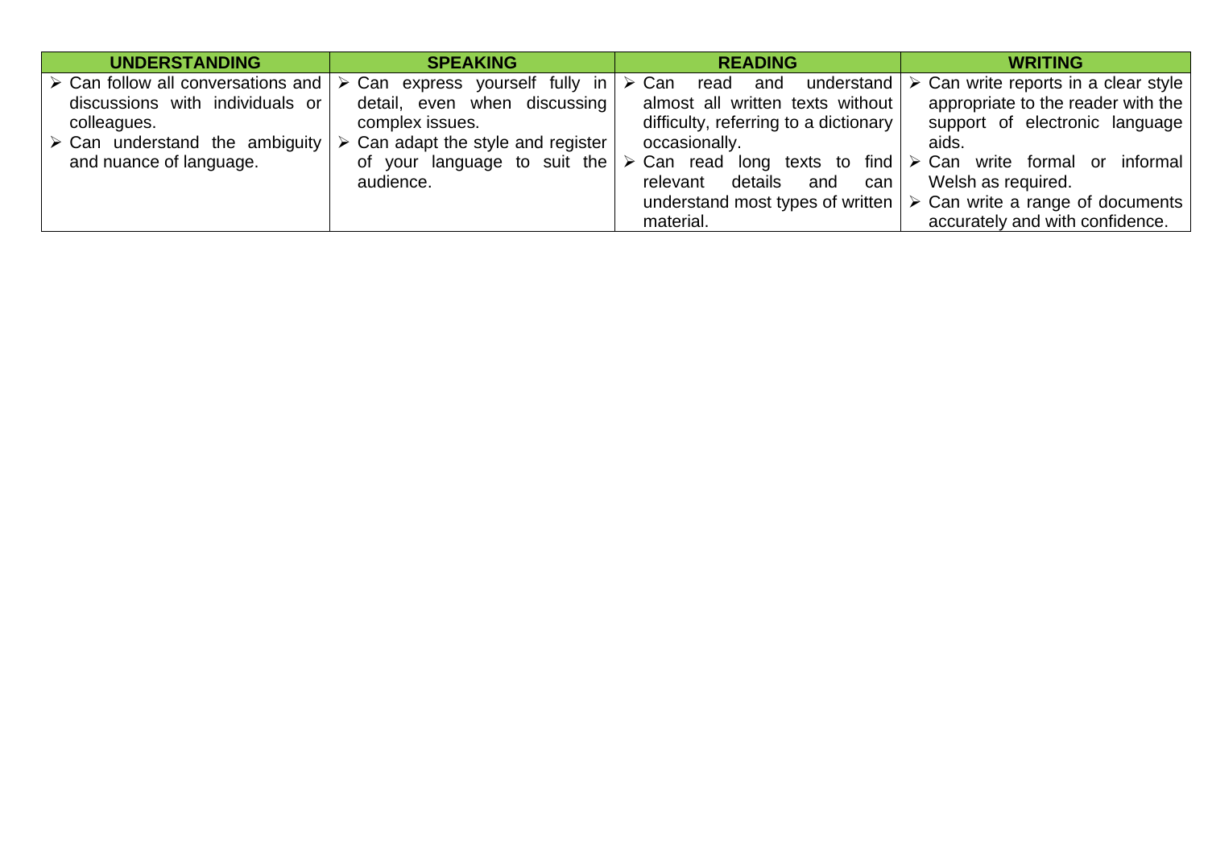| UNDERSTANDING | SPEAKING | READING | WRITING |
|---|---|---|---|
| ➢ Can follow all conversations and discussions with individuals or colleagues.<br>➢ Can understand the ambiguity and nuance of language. | ➢ Can express yourself fully in detail, even when discussing complex issues.<br>➢ Can adapt the style and register of your language to suit the audience. | ➢ Can read and understand almost all written texts without difficulty, referring to a dictionary occasionally.<br>➢ Can read long texts to find relevant details and can understand most types of written material. | ➢ Can write reports in a clear style appropriate to the reader with the support of electronic language aids.<br>➢ Can write formal or informal Welsh as required.<br>➢ Can write a range of documents accurately and with confidence. |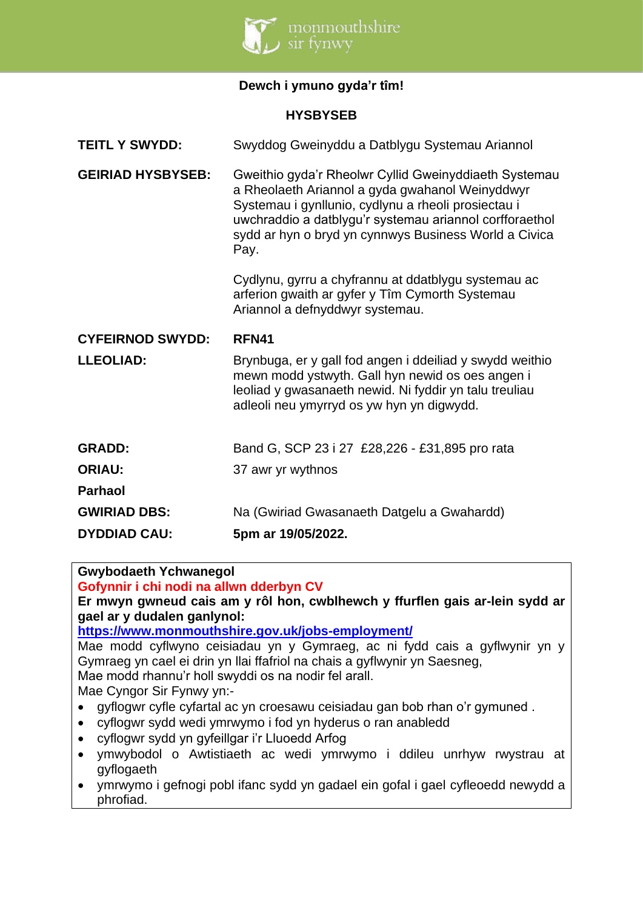**Dewch i ymuno gyda'r tîm!**

**HYSBYSEB**

| | |
|---|---|
| **TEITL Y SWYDD:** | Swyddog Gweinyddu a Datblygu Systemau Ariannol |
| **GEIRIAD HYSBYSEB:** | Gweithio gyda'r Rheolwr Cyllid Gweinyddiaeth Systemau a Rheolaeth Ariannol a gyda gwahanol Weinyddwyr Systemau i gynllunio, cydlynu a rheoli prosiectau i uwchraddio a datblygu'r systemau ariannol corfforaethol sydd ar hyn o bryd yn cynnwys Business World a Civica Pay.<br><br>Cydlynu, gyrru a chyfrannu at ddatblygu systemau ac arferion gwaith ar gyfer y Tîm Cymorth Systemau Ariannol a defnyddwyr systemau. |
| **CYFEIRNOD SWYDD:** | **RFN41** |
| **LLEOLIAD:** | Brynbuga, er y gall fod angen i ddeiliad y swydd weithio mewn modd ystwyth. Gall hyn newid os oes angen i leoliad y gwasanaeth newid. Ni fyddir yn talu treuliau adleoli neu ymyrryd os yw hyn yn digwydd. |
| **GRADD:** | Band G, SCP 23 i 27 £28,226 - £31,895 pro rata |
| **ORIAU:** | 37 awr yr wythnos |
| **Parhaol** | |
| **GWIRIAD DBS:** | Na (Gwiriad Gwasanaeth Datgelu a Gwahardd) |
| **DYDDIAD CAU:** | **5pm ar 19/05/2022.** |

**Gwybodaeth Ychwanegol**

**Gofynnir i chi nodi na allwn dderbyn CV**

**Er mwyn gwneud cais am y rôl hon, cwblhewch y ffurflen gais ar-lein sydd ar gael ar y dudalen ganlynol:**

**https://www.monmouthshire.gov.uk/jobs-employment/**

Mae modd cyflwyno ceisiadau yn y Gymraeg, ac ni fydd cais a gyflwynir yn y Gymraeg yn cael ei drin yn llai ffafriol na chais a gyflwynir yn Saesneg,

Mae modd rhannu'r holl swyddi os na nodir fel arall.

Mae Cyngor Sir Fynwy yn:-

- gyflogwr cyfle cyfartal ac yn croesawu ceisiadau gan bob rhan o'r gymuned .
- cyflogwr sydd wedi ymrwymo i fod yn hyderus o ran anabledd
- cyflogwr sydd yn gyfeillgar i'r Lluoedd Arfog
- ymwybodol o Awtistiaeth ac wedi ymrwymo i ddileu unrhyw rwystrau at gyflogaeth
- ymrwymo i gefnogi pobl ifanc sydd yn gadael ein gofal i gael cyfleoedd newydd a phrofiad.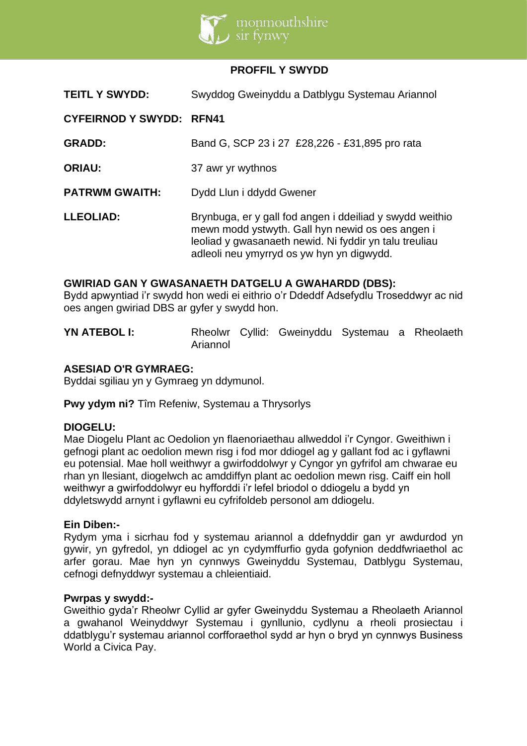## PROFFIL Y SWYDD

**TEITL Y SWYDD:** Swyddog Gweinyddu a Datblygu Systemau Ariannol

**CYFEIRNOD Y SWYDD:** **RFN41**

**GRADD:** Band G, SCP 23 i 27 £28,226 - £31,895 pro rata

**ORIAU:** 37 awr yr wythnos

**PATRWM GWAITH:** Dydd Llun i ddydd Gwener

**LLEOLIAD:** Brynbuga, er y gall fod angen i ddeiliad y swydd weithio mewn modd ystwyth. Gall hyn newid os oes angen i leoliad y gwasanaeth newid. Ni fyddir yn talu treuliau adleoli neu ymyrryd os yw hyn yn digwydd.

**GWIRIAD GAN Y GWASANAETH DATGELU A GWAHARDD (DBS):**
Bydd apwyntiad i'r swydd hon wedi ei eithrio o'r Ddeddf Adsefydlu Troseddwyr ac nid oes angen gwiriad DBS ar gyfer y swydd hon.

**YN ATEBOL I:** Rheolwr Cyllid: Gweinyddu Systemau a Rheolaeth Ariannol

**ASESIAD O'R GYMRAEG:**
Byddai sgiliau yn y Gymraeg yn ddymunol.

**Pwy ydym ni?** Tîm Refeniw, Systemau a Thrysorlys

**DIOGELU:**
Mae Diogelu Plant ac Oedolion yn flaenoriaethau allweddol i'r Cyngor. Gweithiwn i gefnogi plant ac oedolion mewn risg i fod mor ddiogel ag y gallant fod ac i gyflawni eu potensial. Mae holl weithwyr a gwirfoddolwyr y Cyngor yn gyfrifol am chwarae eu rhan yn llesiant, diogelwch ac amddiffyn plant ac oedolion mewn risg. Caiff ein holl weithwyr a gwirfoddolwyr eu hyfforddi i'r lefel briodol o ddiogelu a bydd yn ddyletswydd arnynt i gyflawni eu cyfrifoldeb personol am ddiogelu.

**Ein Diben:-**
Rydym yma i sicrhau fod y systemau ariannol a ddefnyddir gan yr awdurdod yn gywir, yn gyfredol, yn ddiogel ac yn cydymffurfio gyda gofynion deddfwriaethol ac arfer gorau. Mae hyn yn cynnwys Gweinyddu Systemau, Datblygu Systemau, cefnogi defnyddwyr systemau a chleientiaid.

**Pwrpas y swydd:-**
Gweithio gyda'r Rheolwr Cyllid ar gyfer Gweinyddu Systemau a Rheolaeth Ariannol a gwahanol Weinyddwyr Systemau i gynllunio, cydlynu a rheoli prosiectau i ddatblygu'r systemau ariannol corfforaethol sydd ar hyn o bryd yn cynnwys Business World a Civica Pay.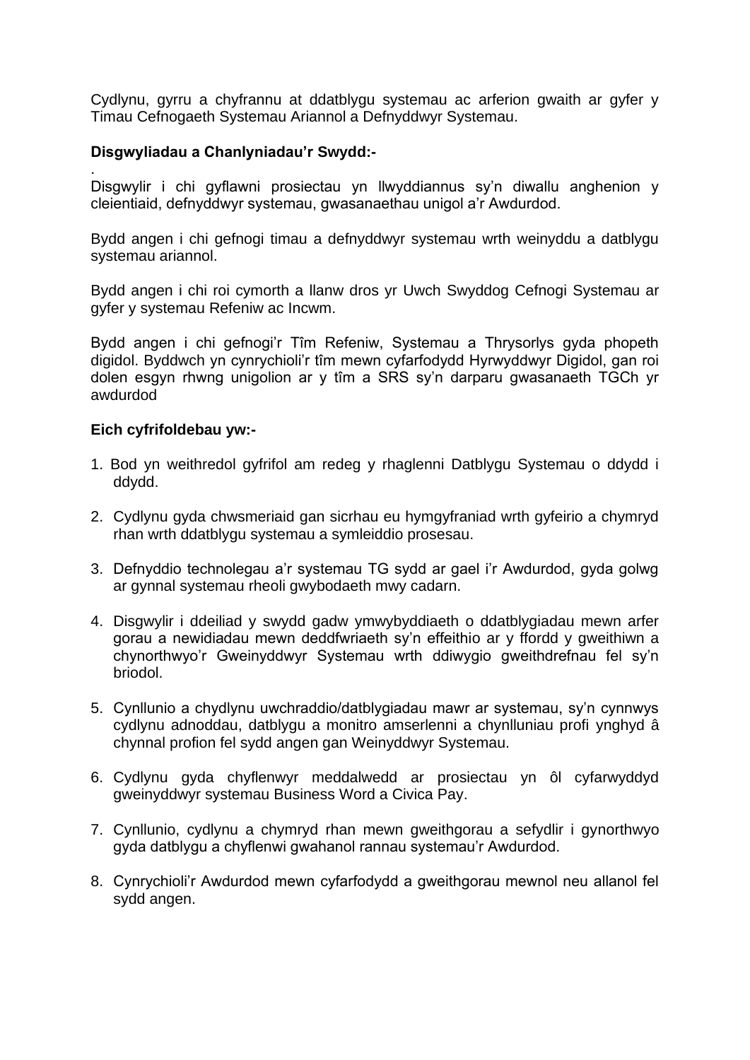Cydlynu, gyrru a chyfrannu at ddatblygu systemau ac arferion gwaith ar gyfer y Timau Cefnogaeth Systemau Ariannol a Defnyddwyr Systemau.

**Disgwyliadau a Chanlyniadau'r Swydd:-**

.
Disgwylir i chi gyflawni prosiectau yn llwyddiannus sy'n diwallu anghenion y cleientiaid, defnyddwyr systemau, gwasanaethau unigol a'r Awdurdod.

Bydd angen i chi gefnogi timau a defnyddwyr systemau wrth weinyddu a datblygu systemau ariannol.

Bydd angen i chi roi cymorth a llanw dros yr Uwch Swyddog Cefnogi Systemau ar gyfer y systemau Refeniw ac Incwm.

Bydd angen i chi gefnogi'r Tîm Refeniw, Systemau a Thrysorlys gyda phopeth digidol. Byddwch yn cynrychioli'r tîm mewn cyfarfodydd Hyrwyddwyr Digidol, gan roi dolen esgyn rhwng unigolion ar y tîm a SRS sy'n darparu gwasanaeth TGCh yr awdurdod

**Eich cyfrifoldebau yw:-**

1. Bod yn weithredol gyfrifol am redeg y rhaglenni Datblygu Systemau o ddydd i ddydd.

2. Cydlynu gyda chwsmeriaid gan sicrhau eu hymgyfraniad wrth gyfeirio a chymryd rhan wrth ddatblygu systemau a symleiddio prosesau.

3. Defnyddio technolegau a'r systemau TG sydd ar gael i'r Awdurdod, gyda golwg ar gynnal systemau rheoli gwybodaeth mwy cadarn.

4. Disgwylir i ddeiliad y swydd gadw ymwybyddiaeth o ddatblygiadau mewn arfer gorau a newidiadau mewn deddfwriaeth sy'n effeithio ar y ffordd y gweithiwn a chynorthwyo'r Gweinyddwyr Systemau wrth ddiwygio gweithdrefnau fel sy'n briodol.

5. Cynllunio a chydlynu uwchraddio/datblygiadau mawr ar systemau, sy'n cynnwys cydlynu adnoddau, datblygu a monitro amserlenni a chynlluniau profi ynghyd â chynnal profion fel sydd angen gan Weinyddwyr Systemau.

6. Cydlynu gyda chyflenwyr meddalwedd ar prosiectau yn ôl cyfarwyddyd gweinyddwyr systemau Business Word a Civica Pay.

7. Cynllunio, cydlynu a chymryd rhan mewn gweithgorau a sefydlir i gynorthwyo gyda datblygu a chyflenwi gwahanol rannau systemau'r Awdurdod.

8. Cynrychioli'r Awdurdod mewn cyfarfodydd a gweithgorau mewnol neu allanol fel sydd angen.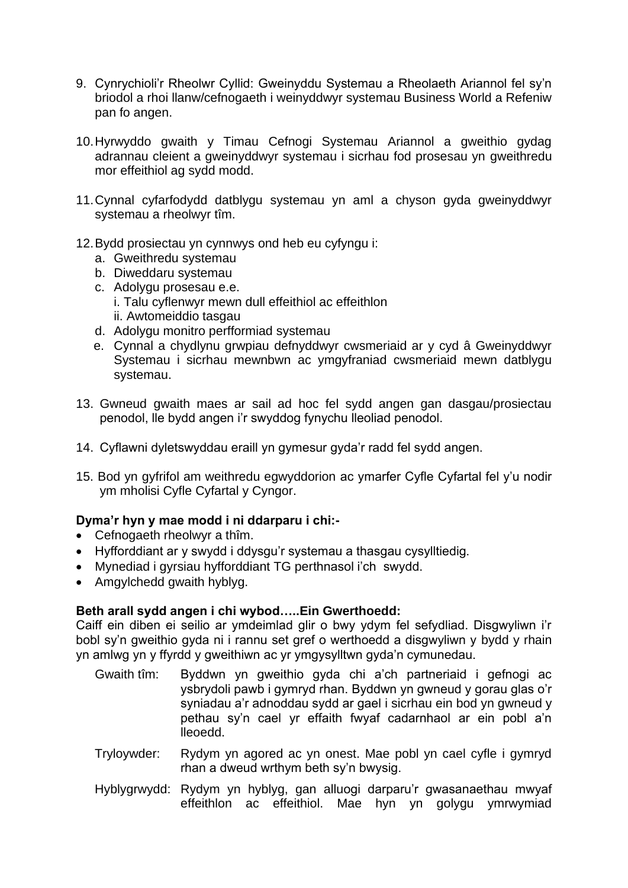9. Cynrychioli'r Rheolwr Cyllid: Gweinyddu Systemau a Rheolaeth Ariannol fel sy'n briodol a rhoi llanw/cefnogaeth i weinyddwyr systemau Business World a Refeniw pan fo angen.

10. Hyrwyddo gwaith y Timau Cefnogi Systemau Ariannol a gweithio gydag adrannau cleient a gweinyddwyr systemau i sicrhau fod prosesau yn gweithredu mor effeithiol ag sydd modd.

11. Cynnal cyfarfodydd datblygu systemau yn aml a chyson gyda gweinyddwyr systemau a rheolwyr tîm.

12. Bydd prosiectau yn cynnwys ond heb eu cyfyngu i:
    a. Gweithredu systemau
    b. Diweddaru systemau
    c. Adolygu prosesau e.e.
       i. Talu cyflenwyr mewn dull effeithiol ac effeithlon
       ii. Awtomeiddio tasgau
    d. Adolygu monitro perfformiad systemau
    e. Cynnal a chydlynu grwpiau defnyddwyr cwsmeriaid ar y cyd â Gweinyddwyr Systemau i sicrhau mewnbwn ac ymgyfraniad cwsmeriaid mewn datblygu systemau.

13. Gwneud gwaith maes ar sail ad hoc fel sydd angen gan dasgau/prosiectau penodol, lle bydd angen i'r swyddog fynychu lleoliad penodol.

14. Cyflawni dyletswyddau eraill yn gymesur gyda'r radd fel sydd angen.

15. Bod yn gyfrifol am weithredu egwyddorion ac ymarfer Cyfle Cyfartal fel y'u nodir ym mholisi Cyfle Cyfartal y Cyngor.

**Dyma'r hyn y mae modd i ni ddarparu i chi:-**

- Cefnogaeth rheolwyr a thîm.
- Hyfforddiant ar y swydd i ddysgu'r systemau a thasgau cysylltiedig.
- Mynediad i gyrsiau hyfforddiant TG perthnasol i'ch swydd.
- Amgylchedd gwaith hyblyg.

**Beth arall sydd angen i chi wybod…..Ein Gwerthoedd:**

Caiff ein diben ei seilio ar ymdeimlad glir o bwy ydym fel sefydliad. Disgwyliwn i'r bobl sy'n gweithio gyda ni i rannu set gref o werthoedd a disgwyliwn y bydd y rhain yn amlwg yn y ffyrdd y gweithiwn ac yr ymgysylltwn gyda'n cymunedau.

Gwaith tîm: Byddwn yn gweithio gyda chi a'ch partneriaid i gefnogi ac ysbrydoli pawb i gymryd rhan. Byddwn yn gwneud y gorau glas o'r syniadau a'r adnoddau sydd ar gael i sicrhau ein bod yn gwneud y pethau sy'n cael yr effaith fwyaf cadarnhaol ar ein pobl a'n lleoedd.

Tryloywder: Rydym yn agored ac yn onest. Mae pobl yn cael cyfle i gymryd rhan a dweud wrthym beth sy'n bwysig.

Hyblygrwydd: Rydym yn hyblyg, gan alluogi darparu'r gwasanaethau mwyaf effeithlon ac effeithiol. Mae hyn yn golygu ymrwymiad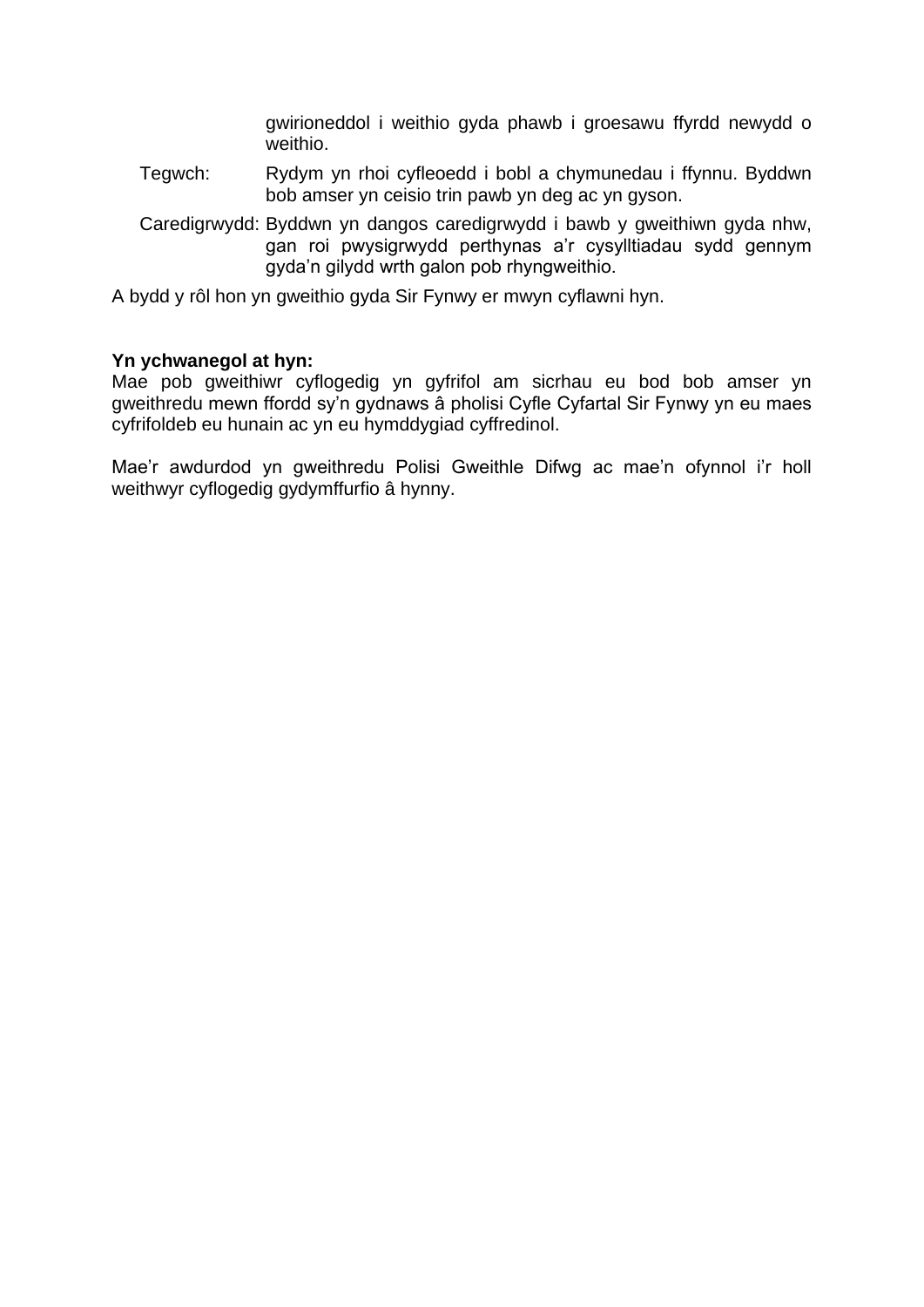gwirioneddol i weithio gyda phawb i groesawu ffyrdd newydd o weithio.

Tegwch: Rydym yn rhoi cyfleoedd i bobl a chymunedau i ffynnu. Byddwn bob amser yn ceisio trin pawb yn deg ac yn gyson.

Caredigrwydd: Byddwn yn dangos caredigrwydd i bawb y gweithiwn gyda nhw, gan roi pwysigrwydd perthynas a'r cysylltiadau sydd gennym gyda'n gilydd wrth galon pob rhyngweithio.

A bydd y rôl hon yn gweithio gyda Sir Fynwy er mwyn cyflawni hyn.

**Yn ychwanegol at hyn:**
Mae pob gweithiwr cyflogedig yn gyfrifol am sicrhau eu bod bob amser yn gweithredu mewn ffordd sy'n gydnaws â pholisi Cyfle Cyfartal Sir Fynwy yn eu maes cyfrifoldeb eu hunain ac yn eu hymddygiad cyffredinol.

Mae'r awdurdod yn gweithredu Polisi Gweithle Difwg ac mae'n ofynnol i'r holl weithwyr cyflogedig gydymffurfio â hynny.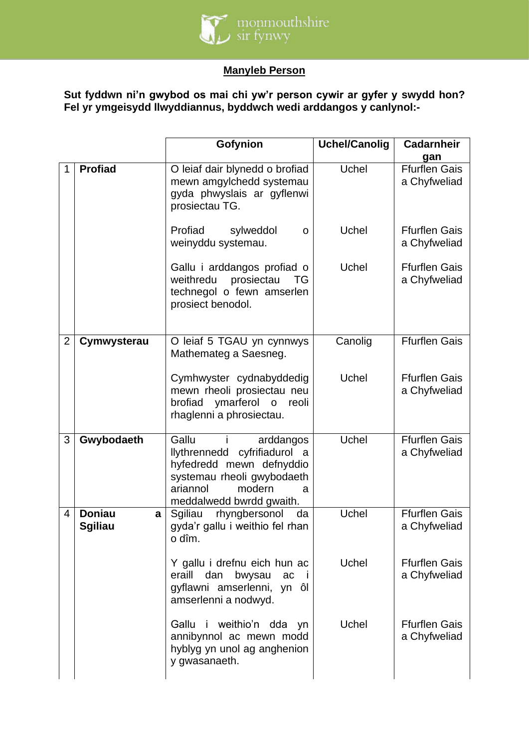## Manyleb Person

**Sut fyddwn ni'n gwybod os mai chi yw'r person cywir ar gyfer y swydd hon? Fel yr ymgeisydd llwyddiannus, byddwch wedi arddangos y canlynol:-**

| | | Gofynion | Uchel/Canolig | Cadarnheir gan |
|---|---|---|---|---|
| 1 | **Profiad** | O leiaf dair blynedd o brofiad mewn amgylchedd systemau gyda phwyslais ar gyflenwi prosiectau TG. | Uchel | Ffurflen Gais a Chyfweliad |
| | | Profiad sylweddol o weinyddu systemau. | Uchel | Ffurflen Gais a Chyfweliad |
| | | Gallu i arddangos profiad o weithredu prosiectau TG technegol o fewn amserlen prosiect benodol. | Uchel | Ffurflen Gais a Chyfweliad |
| 2 | **Cymwysterau** | O leiaf 5 TGAU yn cynnwys Mathemateg a Saesneg. | Canolig | Ffurflen Gais |
| | | Cymhwyster cydnabyddedig mewn rheoli prosiectau neu brofiad ymarferol o reoli rhaglenni a phrosiectau. | Uchel | Ffurflen Gais a Chyfweliad |
| 3 | **Gwybodaeth** | Gallu i arddangos llythrennedd cyfrifiadurol a hyfedredd mewn defnyddio systemau rheoli gwybodaeth ariannol modern a meddalwedd bwrdd gwaith. | Uchel | Ffurflen Gais a Chyfweliad |
| 4 | **Doniau a Sgiliau** | Sgiliau rhyngbersonol da gyda'r gallu i weithio fel rhan o dîm. | Uchel | Ffurflen Gais a Chyfweliad |
| | | Y gallu i drefnu eich hun ac eraill dan bwysau ac i gyflawni amserlenni, yn ôl amserlenni a nodwyd. | Uchel | Ffurflen Gais a Chyfweliad |
| | | Gallu i weithio'n dda yn annibynnol ac mewn modd hyblyg yn unol ag anghenion y gwasanaeth. | Uchel | Ffurflen Gais a Chyfweliad |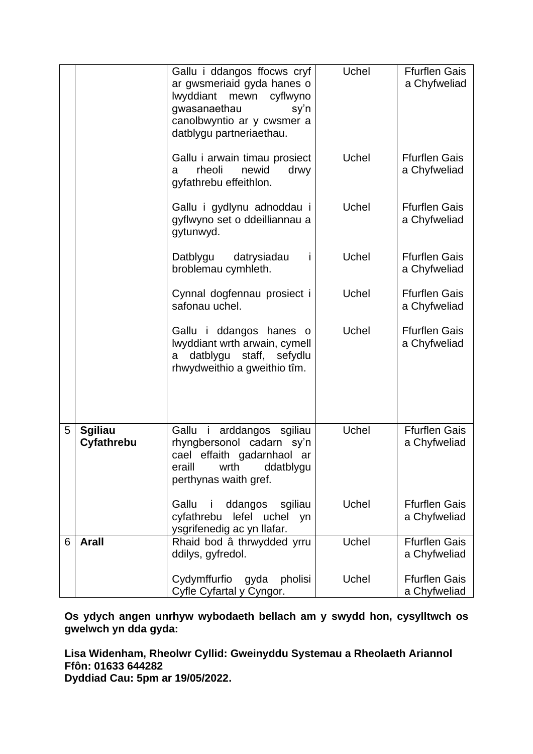| | | | | |
|---|---|---|---|---|
| | | Gallu i ddangos ffocws cryf ar gwsmeriaid gyda hanes o lwyddiant mewn cyflwyno gwasanaethau sy'n canolbwyntio ar y cwsmer a datblygu partneriaethau. | Uchel | Ffurflen Gais a Chyfweliad |
| | | Gallu i arwain timau prosiect a rheoli newid drwy gyfathrebu effeithlon. | Uchel | Ffurflen Gais a Chyfweliad |
| | | Gallu i gydlynu adnoddau i gyflwyno set o ddeilliannau a gytunwyd. | Uchel | Ffurflen Gais a Chyfweliad |
| | | Datblygu datrysiadau i broblemau cymhleth. | Uchel | Ffurflen Gais a Chyfweliad |
| | | Cynnal dogfennau prosiect i safonau uchel. | Uchel | Ffurflen Gais a Chyfweliad |
| | | Gallu i ddangos hanes o lwyddiant wrth arwain, cymell a datblygu staff, sefydlu rhwydweithio a gweithio tîm. | Uchel | Ffurflen Gais a Chyfweliad |
| 5 | **Sgiliau Cyfathrebu** | Gallu i arddangos sgiliau rhyngbersonol cadarn sy'n cael effaith gadarnhaol ar eraill wrth ddatblygu perthynas waith gref. | Uchel | Ffurflen Gais a Chyfweliad |
| | | Gallu i ddangos sgiliau cyfathrebu lefel uchel yn ysgrifenedig ac yn llafar. | Uchel | Ffurflen Gais a Chyfweliad |
| 6 | **Arall** | Rhaid bod â thrwydded yrru ddilys, gyfredol. | Uchel | Ffurflen Gais a Chyfweliad |
| | | Cydymffurfio gyda pholisi Cyfle Cyfartal y Cyngor. | Uchel | Ffurflen Gais a Chyfweliad |

**Os ydych angen unrhyw wybodaeth bellach am y swydd hon, cysylltwch os gwelwch yn dda gyda:**

**Lisa Widenham, Rheolwr Cyllid: Gweinyddu Systemau a Rheolaeth Ariannol**
**Ffôn: 01633 644282**
**Dyddiad Cau: 5pm ar 19/05/2022.**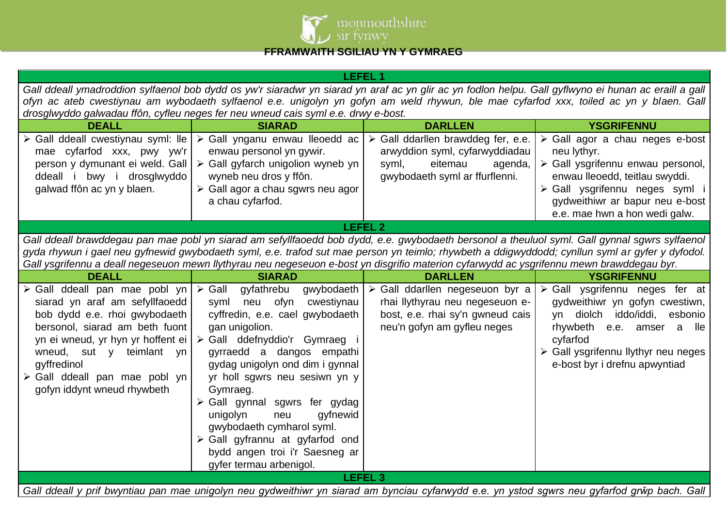**FFRAMWAITH SGILIAU YN Y GYMRAEG**

| LEFEL 1 | | | |
|---|---|---|---|
| *Gall ddeall ymadroddion sylfaenol bob dydd os yw'r siaradwr yn siarad yn araf ac yn glir ac yn fodlon helpu. Gall gyflwyno ei hunan ac eraill a gall ofyn ac ateb cwestiynau am wybodaeth sylfaenol e.e. unigolyn yn gofyn am weld rhywun, ble mae cyfarfod xxx, toiled ac yn y blaen. Gall drosglwyddo galwadau ffôn, cyfleu neges fer neu wneud cais syml e.e. drwy e-bost.* | | | |
| **DEALL** | **SIARAD** | **DARLLEN** | **YSGRIFENNU** |
| ➢ Gall ddeall cwestiynau syml: lle mae cyfarfod xxx, pwy yw'r person y dymunant ei weld. Gall ddeall i bwy i drosglwyddo galwad ffôn ac yn y blaen. | ➢ Gall ynganu enwau lleoedd ac enwau personol yn gywir.<br>➢ Gall gyfarch unigolion wyneb yn wyneb neu dros y ffôn.<br>➢ Gall agor a chau sgwrs neu agor a chau cyfarfod. | ➢ Gall ddarllen brawddeg fer, e.e. arwyddion syml, cyfarwyddiadau syml, eitemau agenda, gwybodaeth syml ar ffurflenni. | ➢ Gall agor a chau neges e-bost neu lythyr.<br>➢ Gall ysgrifennu enwau personol, enwau lleoedd, teitlau swyddi.<br>➢ Gall ysgrifennu neges syml i gydweithiwr ar bapur neu e-bost e.e. mae hwn a hon wedi galw. |
| **LEFEL 2** | | | |
| *Gall ddeall brawddegau pan mae pobl yn siarad am sefyllfaoedd bob dydd, e.e. gwybodaeth bersonol a theuluol syml. Gall gynnal sgwrs sylfaenol gyda rhywun i gael neu gyfnewid gwybodaeth syml, e.e. trafod sut mae person yn teimlo; rhywbeth a ddigwyddodd; cynllun syml ar gyfer y dyfodol. Gall ysgrifennu a deall negeseuon mewn llythyrau neu negeseuon e-bost yn disgrifio materion cyfarwydd ac ysgrifennu mewn brawddegau byr.* | | | |
| **DEALL** | **SIARAD** | **DARLLEN** | **YSGRIFENNU** |
| ➢ Gall ddeall pan mae pobl yn siarad yn araf am sefyllfaoedd bob dydd e.e. rhoi gwybodaeth bersonol, siarad am beth fuont yn ei wneud, yr hyn yr hoffent ei wneud, sut y teimlant yn gyffredinol<br>➢ Gall ddeall pan mae pobl yn gofyn iddynt wneud rhywbeth | ➢ Gall gyfathrebu gwybodaeth syml neu ofyn cwestiynau cyffredin, e.e. cael gwybodaeth gan unigolion.<br>➢ Gall ddefnyddio'r Gymraeg i gyrraedd a dangos empathi gydag unigolyn ond dim i gynnal yr holl sgwrs neu sesiwn yn y Gymraeg.<br>➢ Gall gynnal sgwrs fer gydag unigolyn neu gyfnewid gwybodaeth cymharol syml.<br>➢ Gall gyfrannu at gyfarfod ond bydd angen troi i'r Saesneg ar gyfer termau arbenigol. | ➢ Gall ddarllen negeseuon byr a rhai llythyrau neu negeseuon e-bost, e.e. rhai sy'n gwneud cais neu'n gofyn am gyfleu neges | ➢ Gall ysgrifennu neges fer at gydweithiwr yn gofyn cwestiwn, yn diolch iddo/iddi, esbonio rhywbeth e.e. amser a lle cyfarfod<br>➢ Gall ysgrifennu llythyr neu neges e-bost byr i drefnu apwyntiad |
| **LEFEL 3** | | | |
| *Gall ddeall y prif bwyntiau pan mae unigolyn neu gydweithiwr yn siarad am bynciau cyfarwydd e.e. yn ystod sgwrs neu gyfarfod grŵp bach. Gall* | | | |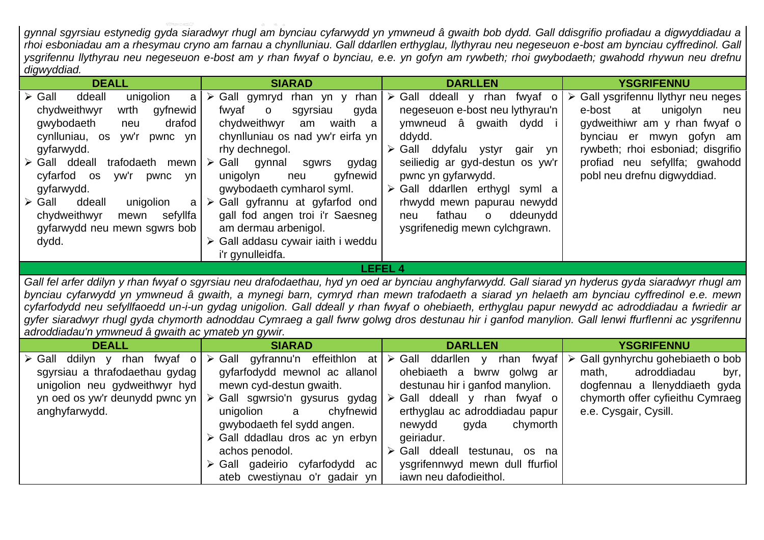*gynnal sgyrsiau estynedig gyda siaradwyr rhugl am bynciau cyfarwydd yn ymwneud â gwaith bob dydd. Gall ddisgrifio profiadau a digwyddiadau a rhoi esboniadau am a rhesymau cryno am farnau a chynlluniau. Gall ddarllen erthyglau, llythyrau neu negeseuon e-bost am bynciau cyffredinol. Gall ysgrifennu llythyrau neu negeseuon e-bost am y rhan fwyaf o bynciau, e.e. yn gofyn am rywbeth; rhoi gwybodaeth; gwahodd rhywun neu drefnu digwyddiad.*

| DEALL | SIARAD | DARLLEN | YSGRIFENNU |
|---|---|---|---|
| ➢ Gall ddeall unigolion a chydweithwyr wrth gyfnewid gwybodaeth neu drafod cynlluniau, os yw'r pwnc yn gyfarwydd.<br>➢ Gall ddeall trafodaeth mewn cyfarfod os yw'r pwnc yn gyfarwydd.<br>➢ Gall ddeall unigolion a chydweithwyr mewn sefyllfa gyfarwydd neu mewn sgwrs bob dydd. | ➢ Gall gymryd rhan yn y rhan fwyaf o sgyrsiau gyda chydweithwyr am waith a chynlluniau os nad yw'r eirfa yn rhy dechnegol.<br>➢ Gall gynnal sgwrs gydag unigolyn neu gyfnewid gwybodaeth cymharol syml.<br>➢ Gall gyfrannu at gyfarfod ond gall fod angen troi i'r Saesneg am dermau arbenigol.<br>➢ Gall addasu cywair iaith i weddu i'r gynulleidfa. | ➢ Gall ddeall y rhan fwyaf o negeseuon e-bost neu lythyrau'n ymwneud â gwaith dydd i ddydd.<br>➢ Gall ddyfalu ystyr gair yn seiliedig ar gyd-destun os yw'r pwnc yn gyfarwydd.<br>➢ Gall ddarllen erthygl syml a rhwydd mewn papurau newydd neu fathau o ddeunydd ysgrifenedig mewn cylchgrawn. | ➢ Gall ysgrifennu llythyr neu neges e-bost at unigolyn neu gydweithiwr am y rhan fwyaf o bynciau er mwyn gofyn am rywbeth; rhoi esboniad; disgrifio profiad neu sefyllfa; gwahodd pobl neu drefnu digwyddiad. |

## LEFEL 4

*Gall fel arfer ddilyn y rhan fwyaf o sgyrsiau neu drafodaethau, hyd yn oed ar bynciau anghyfarwydd. Gall siarad yn hyderus gyda siaradwyr rhugl am bynciau cyfarwydd yn ymwneud â gwaith, a mynegi barn, cymryd rhan mewn trafodaeth a siarad yn helaeth am bynciau cyffredinol e.e. mewn cyfarfodydd neu sefyllfaoedd un-i-un gydag unigolion. Gall ddeall y rhan fwyaf o ohebiaeth, erthyglau papur newydd ac adroddiadau a fwriedir ar gyfer siaradwyr rhugl gyda chymorth adnoddau Cymraeg a gall fwrw golwg dros destunau hir i ganfod manylion. Gall lenwi ffurflenni ac ysgrifennu adroddiadau'n ymwneud â gwaith ac ymateb yn gywir.*

| DEALL | SIARAD | DARLLEN | YSGRIFENNU |
|---|---|---|---|
| ➢ Gall ddilyn y rhan fwyaf o sgyrsiau a thrafodaethau gydag unigolion neu gydweithwyr hyd yn oed os yw'r deunydd pwnc yn anghyfarwydd. | ➢ Gall gyfrannu'n effeithlon at gyfarfodydd mewnol ac allanol mewn cyd-destun gwaith.<br>➢ Gall sgwrsio'n gysurus gydag unigolion a chyfnewid gwybodaeth fel sydd angen.<br>➢ Gall ddadlau dros ac yn erbyn achos penodol.<br>➢ Gall gadeirio cyfarfodydd ac ateb cwestiynau o'r gadair yn | ➢ Gall ddarllen y rhan fwyaf ohebiaeth a bwrw golwg ar destunau hir i ganfod manylion.<br>➢ Gall ddeall y rhan fwyaf o erthyglau ac adroddiadau papur newydd gyda chymorth geiriadur.<br>➢ Gall ddeall testunau, os na ysgrifennwyd mewn dull ffurfiol iawn neu dafodieithol. | ➢ Gall gynhyrchu gohebiaeth o bob math, adroddiadau byr, dogfennau a llenyddiaeth gyda chymorth offer cyfieithu Cymraeg e.e. Cysgair, Cysill. |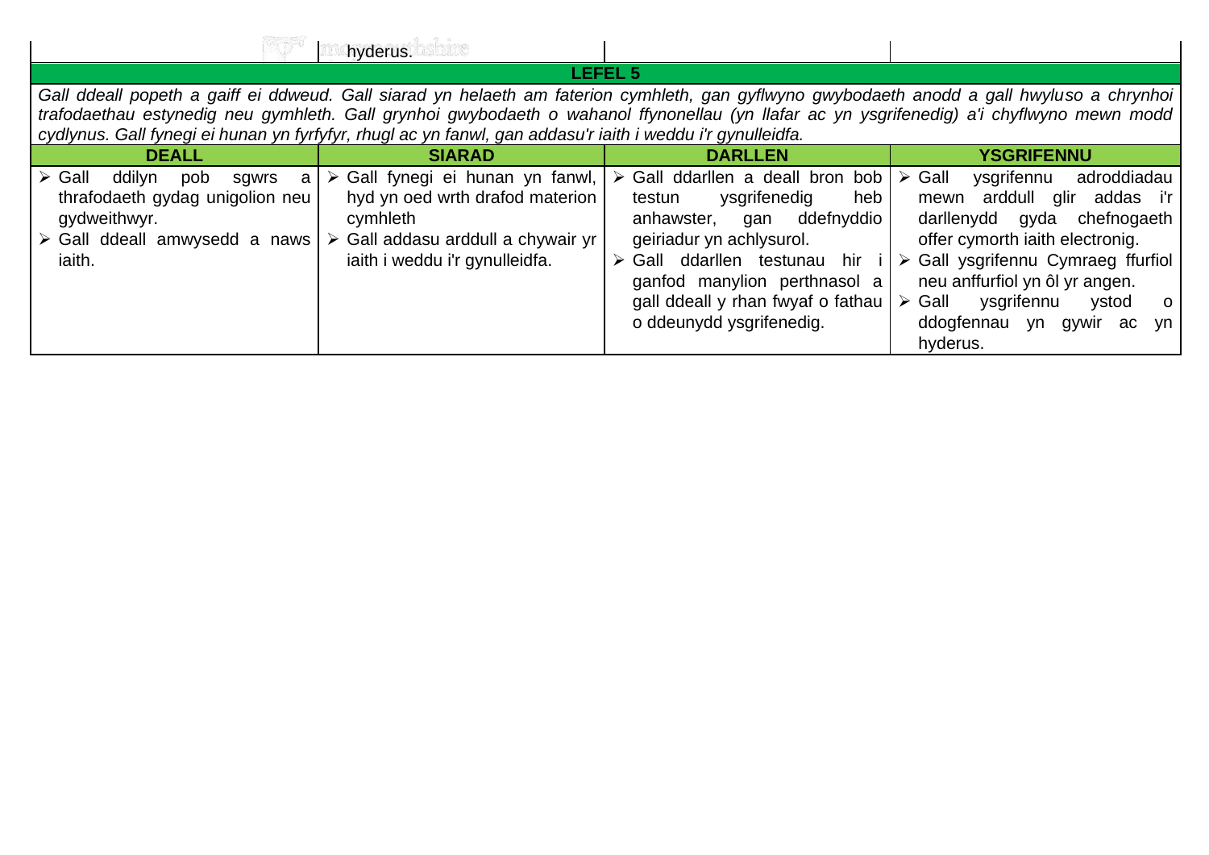| | | | |
|---|---|---|---|
| hyderus. | | | |
| **LEFEL 5** | | | |
| *Gall ddeall popeth a gaiff ei ddweud. Gall siarad yn helaeth am faterion cymhleth, gan gyflwyno gwybodaeth anodd a gall hwyluso a chrynhoi trafodaethau estynedig neu gymhleth. Gall grynhoi gwybodaeth o wahanol ffynonellau (yn llafar ac yn ysgrifenedig) a'i chyflwyno mewn modd cydlynus. Gall fynegi ei hunan yn fyrfyfyr, rhugl ac yn fanwl, gan addasu'r iaith i weddu i'r gynulleidfa.* | | | |
| **DEALL** | **SIARAD** | **DARLLEN** | **YSGRIFENNU** |
| ➢ Gall ddilyn pob sgwrs a thrafodaeth gydag unigolion neu gydweithwyr.<br>➢ Gall ddeall amwysedd a naws iaith. | ➢ Gall fynegi ei hunan yn fanwl, hyd yn oed wrth drafod materion cymhleth<br>➢ Gall addasu arddull a chywair yr iaith i weddu i'r gynulleidfa. | ➢ Gall ddarllen a deall bron bob testun ysgrifenedig heb anhawster, gan ddefnyddio geiriadur yn achlysurol.<br>➢ Gall ddarllen testunau hir i ganfod manylion perthnasol a gall ddeall y rhan fwyaf o fathau o ddeunydd ysgrifenedig. | ➢ Gall ysgrifennu adroddiadau mewn arddull glir addas i'r darllenydd gyda chefnogaeth offer cymorth iaith electronig.<br>➢ Gall ysgrifennu Cymraeg ffurfiol neu anffurfiol yn ôl yr angen.<br>➢ Gall ysgrifennu ystod o ddogfennau yn gywir ac yn hyderus. |